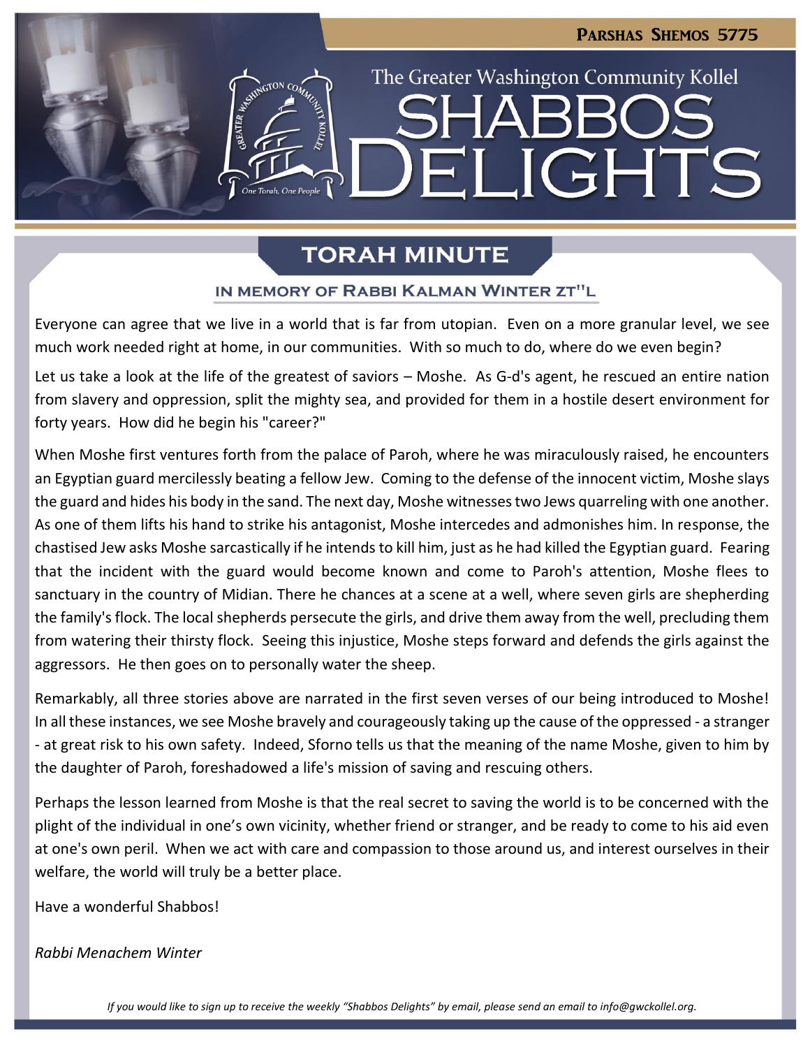PARSHAS SHEMOS 5775

The Greater Washington Community Kollel

# SHABBOS DELIGHTS

## TORAH MINUTE

### IN MEMORY OF RABBI KALMAN WINTER ZT"L

Everyone can agree that we live in a world that is far from utopian. Even on a more granular level, we see much work needed right at home, in our communities. With so much to do, where do we even begin?

Let us take a look at the life of the greatest of saviors – Moshe. As G-d's agent, he rescued an entire nation from slavery and oppression, split the mighty sea, and provided for them in a hostile desert environment for forty years. How did he begin his "career?"

When Moshe first ventures forth from the palace of Paroh, where he was miraculously raised, he encounters an Egyptian guard mercilessly beating a fellow Jew. Coming to the defense of the innocent victim, Moshe slays the guard and hides his body in the sand. The next day, Moshe witnesses two Jews quarreling with one another. As one of them lifts his hand to strike his antagonist, Moshe intercedes and admonishes him. In response, the chastised Jew asks Moshe sarcastically if he intends to kill him, just as he had killed the Egyptian guard. Fearing that the incident with the guard would become known and come to Paroh's attention, Moshe flees to sanctuary in the country of Midian. There he chances at a scene at a well, where seven girls are shepherding the family's flock. The local shepherds persecute the girls, and drive them away from the well, precluding them from watering their thirsty flock. Seeing this injustice, Moshe steps forward and defends the girls against the aggressors. He then goes on to personally water the sheep.

Remarkably, all three stories above are narrated in the first seven verses of our being introduced to Moshe! In all these instances, we see Moshe bravely and courageously taking up the cause of the oppressed - a stranger - at great risk to his own safety. Indeed, Sforno tells us that the meaning of the name Moshe, given to him by the daughter of Paroh, foreshadowed a life's mission of saving and rescuing others.

Perhaps the lesson learned from Moshe is that the real secret to saving the world is to be concerned with the plight of the individual in one's own vicinity, whether friend or stranger, and be ready to come to his aid even at one's own peril. When we act with care and compassion to those around us, and interest ourselves in their welfare, the world will truly be a better place.

Have a wonderful Shabbos!

*Rabbi Menachem Winter*

*If you would like to sign up to receive the weekly "Shabbos Delights" by email, please send an email to info@gwckollel.org.*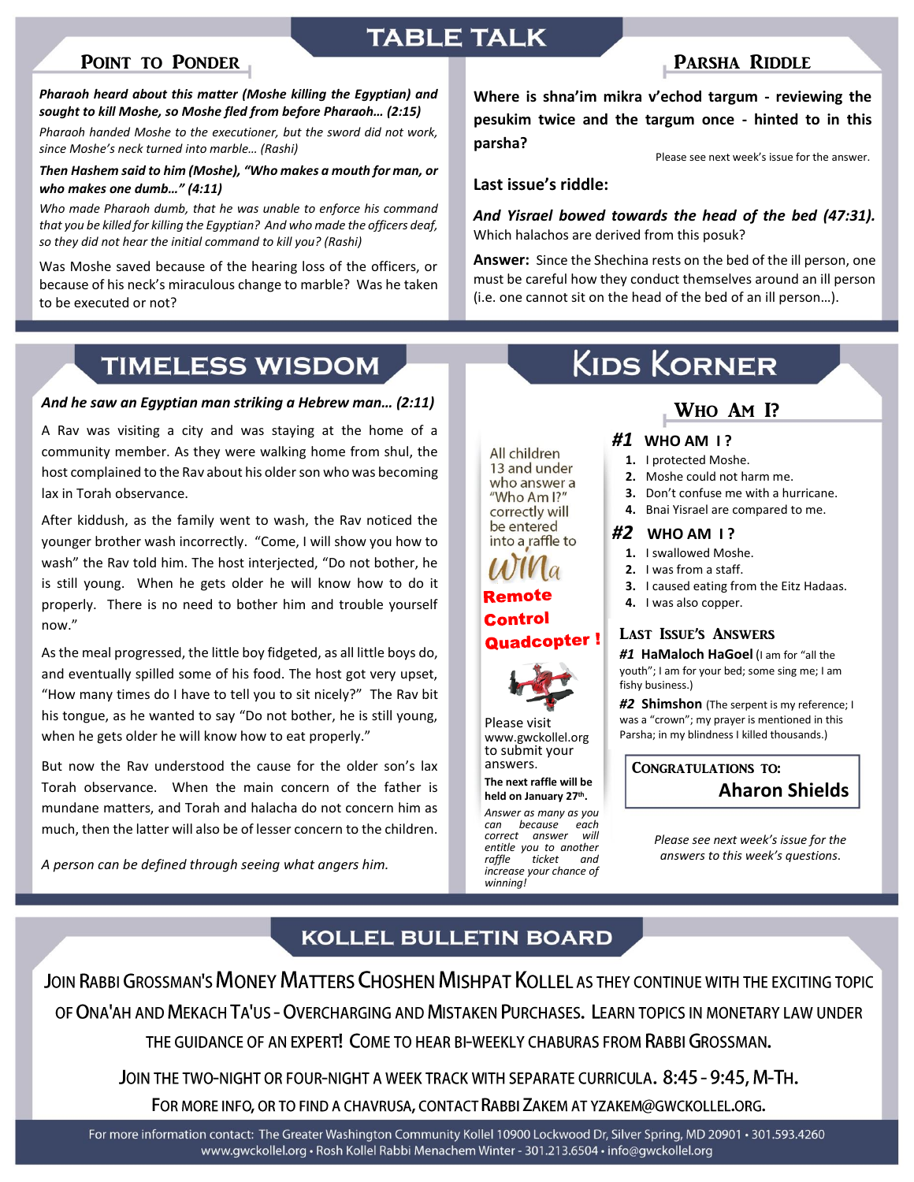# TABLE TALK

## Point to Ponder

***Pharaoh heard about this matter (Moshe killing the Egyptian) and sought to kill Moshe, so Moshe fled from before Pharaoh… (2:15)***

*Pharaoh handed Moshe to the executioner, but the sword did not work, since Moshe's neck turned into marble… (Rashi)*

***Then Hashem said to him (Moshe), "Who makes a mouth for man, or who makes one dumb…" (4:11)***

*Who made Pharaoh dumb, that he was unable to enforce his command that you be killed for killing the Egyptian? And who made the officers deaf, so they did not hear the initial command to kill you? (Rashi)*

Was Moshe saved because of the hearing loss of the officers, or because of his neck's miraculous change to marble? Was he taken to be executed or not?

## Parsha Riddle

**Where is shna'im mikra v'echod targum - reviewing the pesukim twice and the targum once - hinted to in this parsha?**

Please see next week's issue for the answer.

**Last issue's riddle:**

***And Yisrael bowed towards the head of the bed (47:31).*** Which halachos are derived from this posuk?

**Answer:** Since the Shechina rests on the bed of the ill person, one must be careful how they conduct themselves around an ill person (i.e. one cannot sit on the head of the bed of an ill person…).

# TIMELESS WISDOM

***And he saw an Egyptian man striking a Hebrew man… (2:11)***

A Rav was visiting a city and was staying at the home of a community member. As they were walking home from shul, the host complained to the Rav about his older son who was becoming lax in Torah observance.

After kiddush, as the family went to wash, the Rav noticed the younger brother wash incorrectly. "Come, I will show you how to wash" the Rav told him. The host interjected, "Do not bother, he is still young. When he gets older he will know how to do it properly. There is no need to bother him and trouble yourself now."

As the meal progressed, the little boy fidgeted, as all little boys do, and eventually spilled some of his food. The host got very upset, "How many times do I have to tell you to sit nicely?" The Rav bit his tongue, as he wanted to say "Do not bother, he is still young, when he gets older he will know how to eat properly."

But now the Rav understood the cause for the older son's lax Torah observance. When the main concern of the father is mundane matters, and Torah and halacha do not concern him as much, then the latter will also be of lesser concern to the children.

*A person can be defined through seeing what angers him.*

# KIDS KORNER

All children 13 and under who answer a "Who Am I?" correctly will be entered into a raffle to **win a Remote Control Quadcopter!**

Please visit www.gwckollel.org to submit your answers.

**The next raffle will be held on January 27th.**

*Answer as many as you can because each correct answer will entitle you to another raffle ticket and increase your chance of winning!*

## Who Am I?

### #1 WHO AM I?

1. I protected Moshe.
2. Moshe could not harm me.
3. Don't confuse me with a hurricane.
4. Bnai Yisrael are compared to me.

### #2 WHO AM I?

1. I swallowed Moshe.
2. I was from a staff.
3. I caused eating from the Eitz Hadaas.
4. I was also copper.

### Last Issue's Answers

**#1 HaMaloch HaGoel** (I am for "all the youth"; I am for your bed; some sing me; I am fishy business.)

**#2 Shimshon** (The serpent is my reference; I was a "crown"; my prayer is mentioned in this Parsha; in my blindness I killed thousands.)

**Congratulations to:**
**Aharon Shields**

*Please see next week's issue for the answers to this week's questions.*

# KOLLEL BULLETIN BOARD

JOIN RABBI GROSSMAN'S MONEY MATTERS CHOSHEN MISHPAT KOLLEL AS THEY CONTINUE WITH THE EXCITING TOPIC OF ONA'AH AND MEKACH TA'US - OVERCHARGING AND MISTAKEN PURCHASES. LEARN TOPICS IN MONETARY LAW UNDER THE GUIDANCE OF AN EXPERT! COME TO HEAR BI-WEEKLY CHABURAS FROM RABBI GROSSMAN.

JOIN THE TWO-NIGHT OR FOUR-NIGHT A WEEK TRACK WITH SEPARATE CURRICULA. 8:45 - 9:45, M-TH.

FOR MORE INFO, OR TO FIND A CHAVRUSA, CONTACT RABBI ZAKEM AT YZAKEM@GWCKOLLEL.ORG.

For more information contact: The Greater Washington Community Kollel 10900 Lockwood Dr, Silver Spring, MD 20901 • 301.593.4260
www.gwckollel.org • Rosh Kollel Rabbi Menachem Winter - 301.213.6504 • info@gwckollel.org